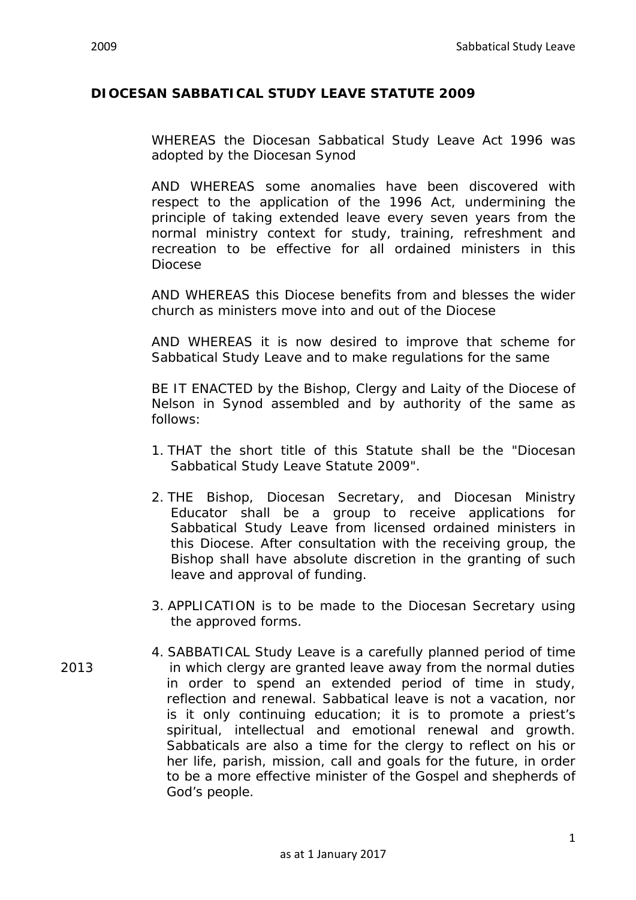# DIOCESAN SABBATICAL STUDY LEAVE STATUTE 2009

WHEREAS the Diocesan Sabbatical Study Leave Act 1996 was adopted by the Diocesan Synod

AND WHEREAS some anomalies have been discovered with respect to the application of the 1996 Act, undermining the principle of taking extended leave every seven years from the normal ministry context for study, training, refreshment and recreation to be effective for all ordained ministers in this Diocese

AND WHEREAS this Diocese benefits from and blesses the wider church as ministers move into and out of the Diocese

AND WHEREAS it is now desired to improve that scheme for Sabbatical Study Leave and to make regulations for the same

BE IT ENACTED by the Bishop, Clergy and Laity of the Diocese of Nelson in Synod assembled and by authority of the same as follows:

1. THAT the short title of this Statute shall be the "Diocesan Sabbatical Study Leave Statute 2009".

2. THE Bishop, Diocesan Secretary, and Diocesan Ministry Educator shall be a group to receive applications for Sabbatical Study Leave from licensed ordained ministers in this Diocese. After consultation with the receiving group, the Bishop shall have absolute discretion in the granting of such leave and approval of funding.

3. APPLICATION is to be made to the Diocesan Secretary using the approved forms.

4. SABBATICAL Study Leave is a carefully planned period of time in which clergy are granted leave away from the normal duties in order to spend an extended period of time in study, reflection and renewal. Sabbatical leave is not a vacation, nor is it only continuing education; it is to promote a priest's spiritual, intellectual and emotional renewal and growth. Sabbaticals are also a time for the clergy to reflect on his or her life, parish, mission, call and goals for the future, in order to be a more effective minister of the Gospel and shepherds of God's people. (2013)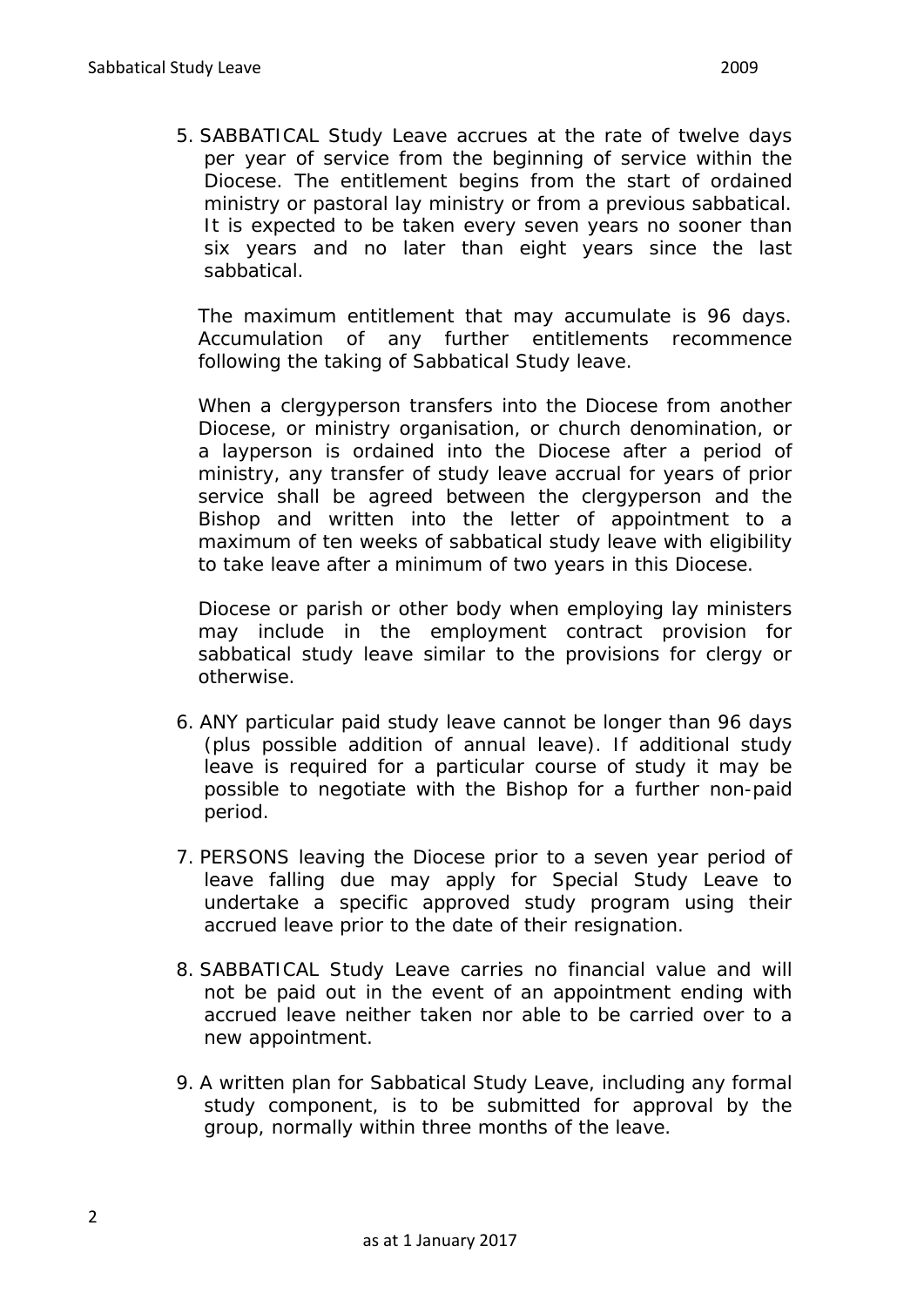5. SABBATICAL Study Leave accrues at the rate of twelve days per year of service from the beginning of service within the Diocese. The entitlement begins from the start of ordained ministry or pastoral lay ministry or from a previous sabbatical. It is expected to be taken every seven years no sooner than six years and no later than eight years since the last sabbatical.

   The maximum entitlement that may accumulate is 96 days. Accumulation of any further entitlements recommence following the taking of Sabbatical Study leave.

   When a clergyperson transfers into the Diocese from another Diocese, or ministry organisation, or church denomination, or a layperson is ordained into the Diocese after a period of ministry, any transfer of study leave accrual for years of prior service shall be agreed between the clergyperson and the Bishop and written into the letter of appointment to a maximum of ten weeks of sabbatical study leave with eligibility to take leave after a minimum of two years in this Diocese.

   Diocese or parish or other body when employing lay ministers may include in the employment contract provision for sabbatical study leave similar to the provisions for clergy or otherwise.

6. ANY particular paid study leave cannot be longer than 96 days (plus possible addition of annual leave). If additional study leave is required for a particular course of study it may be possible to negotiate with the Bishop for a further non-paid period.

7. PERSONS leaving the Diocese prior to a seven year period of leave falling due may apply for Special Study Leave to undertake a specific approved study program using their accrued leave prior to the date of their resignation.

8. SABBATICAL Study Leave carries no financial value and will not be paid out in the event of an appointment ending with accrued leave neither taken nor able to be carried over to a new appointment.

9. A written plan for Sabbatical Study Leave, including any formal study component, is to be submitted for approval by the group, normally within three months of the leave.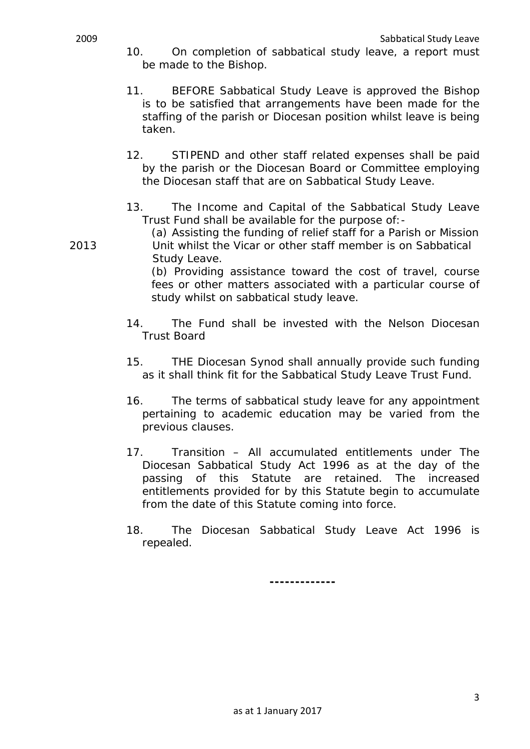10. On completion of sabbatical study leave, a report must be made to the Bishop.

11. BEFORE Sabbatical Study Leave is approved the Bishop is to be satisfied that arrangements have been made for the staffing of the parish or Diocesan position whilst leave is being taken.

12. STIPEND and other staff related expenses shall be paid by the parish or the Diocesan Board or Committee employing the Diocesan staff that are on Sabbatical Study Leave.

13. The Income and Capital of the Sabbatical Study Leave Trust Fund shall be available for the purpose of:-

    (a) Assisting the funding of relief staff for a Parish or Mission Unit whilst the Vicar or other staff member is on Sabbatical Study Leave.

    2013

    (b) Providing assistance toward the cost of travel, course fees or other matters associated with a particular course of study whilst on sabbatical study leave.

14. The Fund shall be invested with the Nelson Diocesan Trust Board

15. THE Diocesan Synod shall annually provide such funding as it shall think fit for the Sabbatical Study Leave Trust Fund.

16. The terms of sabbatical study leave for any appointment pertaining to academic education may be varied from the previous clauses.

17. Transition – All accumulated entitlements under The Diocesan Sabbatical Study Act 1996 as at the day of the passing of this Statute are retained. The increased entitlements provided for by this Statute begin to accumulate from the date of this Statute coming into force.

18. The Diocesan Sabbatical Study Leave Act 1996 is repealed.

-------------